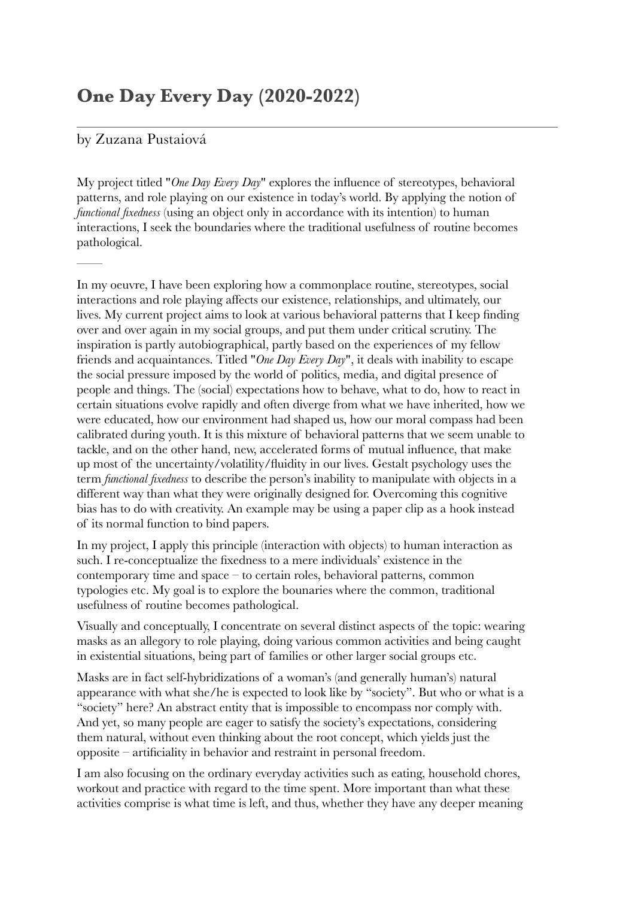# One Day Every Day (2020-2022)

by Zuzana Pustaiová

My project titled "*One Day Every Day*" explores the influence of stereotypes, behavioral patterns, and role playing on our existence in today's world. By applying the notion of *functional fixedness* (using an object only in accordance with its intention) to human interactions, I seek the boundaries where the traditional usefulness of routine becomes pathological.

——

In my oeuvre, I have been exploring how a commonplace routine, stereotypes, social interactions and role playing affects our existence, relationships, and ultimately, our lives. My current project aims to look at various behavioral patterns that I keep finding over and over again in my social groups, and put them under critical scrutiny. The inspiration is partly autobiographical, partly based on the experiences of my fellow friends and acquaintances. Titled "*One Day Every Day*", it deals with inability to escape the social pressure imposed by the world of politics, media, and digital presence of people and things. The (social) expectations how to behave, what to do, how to react in certain situations evolve rapidly and often diverge from what we have inherited, how we were educated, how our environment had shaped us, how our moral compass had been calibrated during youth. It is this mixture of behavioral patterns that we seem unable to tackle, and on the other hand, new, accelerated forms of mutual influence, that make up most of the uncertainty/volatility/fluidity in our lives. Gestalt psychology uses the term *functional fixedness* to describe the person's inability to manipulate with objects in a different way than what they were originally designed for. Overcoming this cognitive bias has to do with creativity. An example may be using a paper clip as a hook instead of its normal function to bind papers.

In my project, I apply this principle (interaction with objects) to human interaction as such. I re-conceptualize the fixedness to a mere individuals' existence in the contemporary time and space – to certain roles, behavioral patterns, common typologies etc. My goal is to explore the bounaries where the common, traditional usefulness of routine becomes pathological.

Visually and conceptually, I concentrate on several distinct aspects of the topic: wearing masks as an allegory to role playing, doing various common activities and being caught in existential situations, being part of families or other larger social groups etc.

Masks are in fact self-hybridizations of a woman's (and generally human's) natural appearance with what she/he is expected to look like by "society". But who or what is a "society" here? An abstract entity that is impossible to encompass nor comply with. And yet, so many people are eager to satisfy the society's expectations, considering them natural, without even thinking about the root concept, which yields just the opposite – artificiality in behavior and restraint in personal freedom.

I am also focusing on the ordinary everyday activities such as eating, household chores, workout and practice with regard to the time spent. More important than what these activities comprise is what time is left, and thus, whether they have any deeper meaning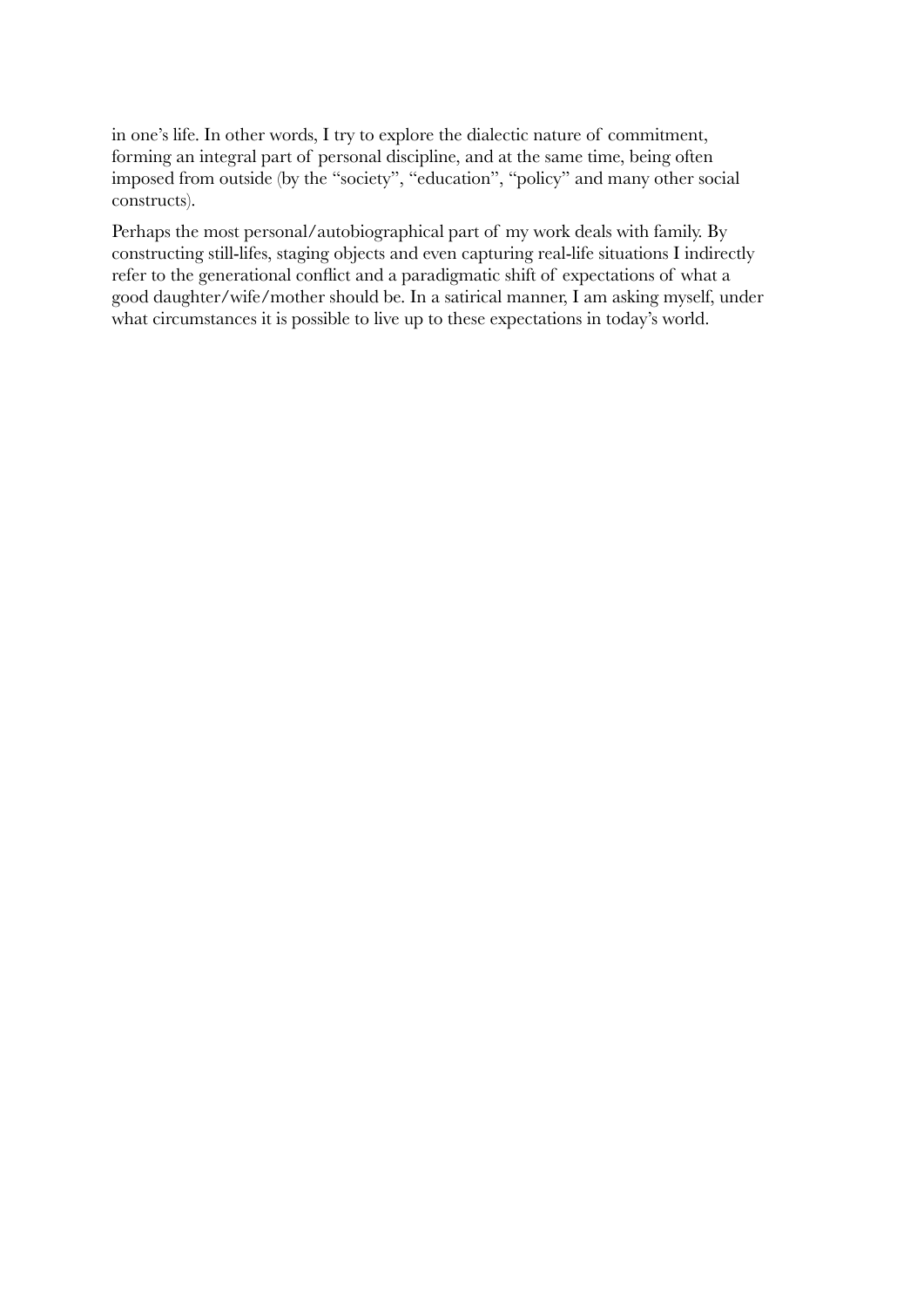in one's life. In other words, I try to explore the dialectic nature of commitment, forming an integral part of personal discipline, and at the same time, being often imposed from outside (by the "society", "education", "policy" and many other social constructs).

Perhaps the most personal/autobiographical part of my work deals with family. By constructing still-lifes, staging objects and even capturing real-life situations I indirectly refer to the generational conflict and a paradigmatic shift of expectations of what a good daughter/wife/mother should be. In a satirical manner, I am asking myself, under what circumstances it is possible to live up to these expectations in today's world.